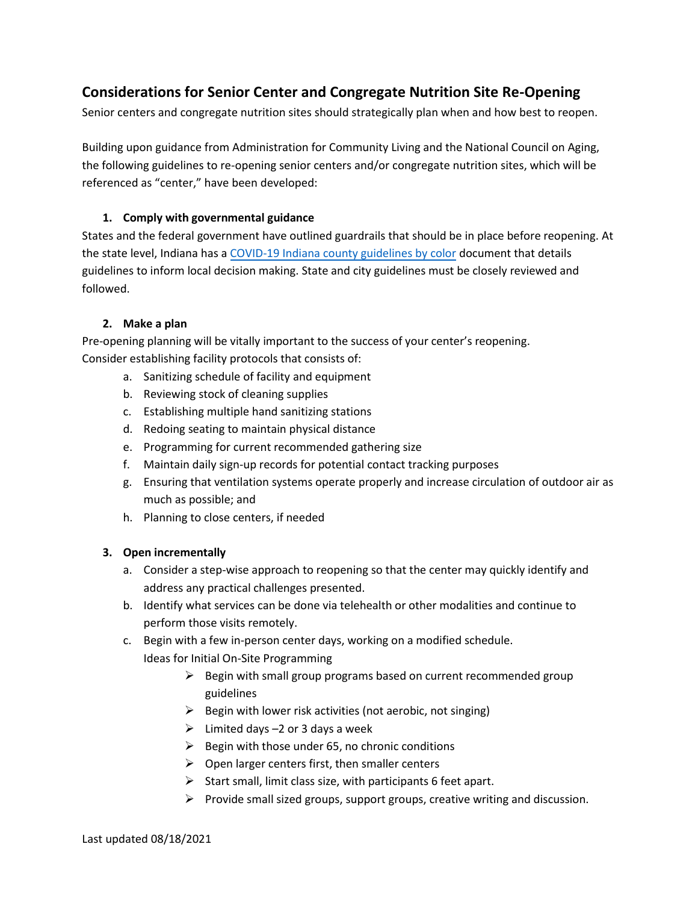# Considerations for Senior Center and Congregate Nutrition Site Re-Opening

Senior centers and congregate nutrition sites should strategically plan when and how best to reopen.

Building upon guidance from Administration for Community Living and the National Council on Aging, the following guidelines to re-opening senior centers and/or congregate nutrition sites, which will be referenced as "center," have been developed:

1. **Comply with governmental guidance**

States and the federal government have outlined guardrails that should be in place before reopening. At the state level, Indiana has a COVID-19 Indiana county guidelines by color document that details guidelines to inform local decision making. State and city guidelines must be closely reviewed and followed.

2. **Make a plan**

Pre-opening planning will be vitally important to the success of your center's reopening. Consider establishing facility protocols that consists of:

   a. Sanitizing schedule of facility and equipment
   b. Reviewing stock of cleaning supplies
   c. Establishing multiple hand sanitizing stations
   d. Redoing seating to maintain physical distance
   e. Programming for current recommended gathering size
   f. Maintain daily sign-up records for potential contact tracking purposes
   g. Ensuring that ventilation systems operate properly and increase circulation of outdoor air as much as possible; and
   h. Planning to close centers, if needed

3. **Open incrementally**

   a. Consider a step-wise approach to reopening so that the center may quickly identify and address any practical challenges presented.
   b. Identify what services can be done via telehealth or other modalities and continue to perform those visits remotely.
   c. Begin with a few in-person center days, working on a modified schedule.
      Ideas for Initial On-Site Programming
      - Begin with small group programs based on current recommended group guidelines
      - Begin with lower risk activities (not aerobic, not singing)
      - Limited days –2 or 3 days a week
      - Begin with those under 65, no chronic conditions
      - Open larger centers first, then smaller centers
      - Start small, limit class size, with participants 6 feet apart.
      - Provide small sized groups, support groups, creative writing and discussion.

Last updated 08/18/2021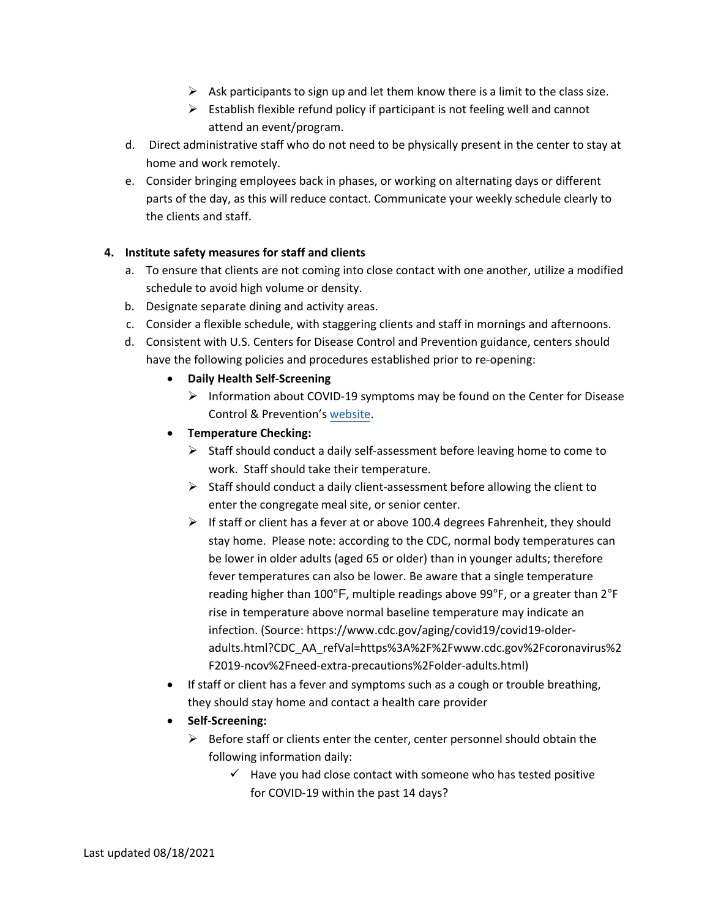- Ask participants to sign up and let them know there is a limit to the class size.
- Establish flexible refund policy if participant is not feeling well and cannot attend an event/program.

d. Direct administrative staff who do not need to be physically present in the center to stay at home and work remotely.

e. Consider bringing employees back in phases, or working on alternating days or different parts of the day, as this will reduce contact. Communicate your weekly schedule clearly to the clients and staff.

**4. Institute safety measures for staff and clients**

a. To ensure that clients are not coming into close contact with one another, utilize a modified schedule to avoid high volume or density.

b. Designate separate dining and activity areas.

c. Consider a flexible schedule, with staggering clients and staff in mornings and afternoons.

d. Consistent with U.S. Centers for Disease Control and Prevention guidance, centers should have the following policies and procedures established prior to re-opening:

- **Daily Health Self-Screening**
  - Information about COVID-19 symptoms may be found on the Center for Disease Control & Prevention's [website](https://www.cdc.gov).
- **Temperature Checking:**
  - Staff should conduct a daily self-assessment before leaving home to come to work. Staff should take their temperature.
  - Staff should conduct a daily client-assessment before allowing the client to enter the congregate meal site, or senior center.
  - If staff or client has a fever at or above 100.4 degrees Fahrenheit, they should stay home. Please note: according to the CDC, normal body temperatures can be lower in older adults (aged 65 or older) than in younger adults; therefore fever temperatures can also be lower. Be aware that a single temperature reading higher than 100°F, multiple readings above 99°F, or a greater than 2°F rise in temperature above normal baseline temperature may indicate an infection. (Source: https://www.cdc.gov/aging/covid19/covid19-older-adults.html?CDC_AA_refVal=https%3A%2F%2Fwww.cdc.gov%2Fcoronavirus%2F2019-ncov%2Fneed-extra-precautions%2Folder-adults.html)
- If staff or client has a fever and symptoms such as a cough or trouble breathing, they should stay home and contact a health care provider
- **Self-Screening:**
  - Before staff or clients enter the center, center personnel should obtain the following information daily:
    - ✓ Have you had close contact with someone who has tested positive for COVID-19 within the past 14 days?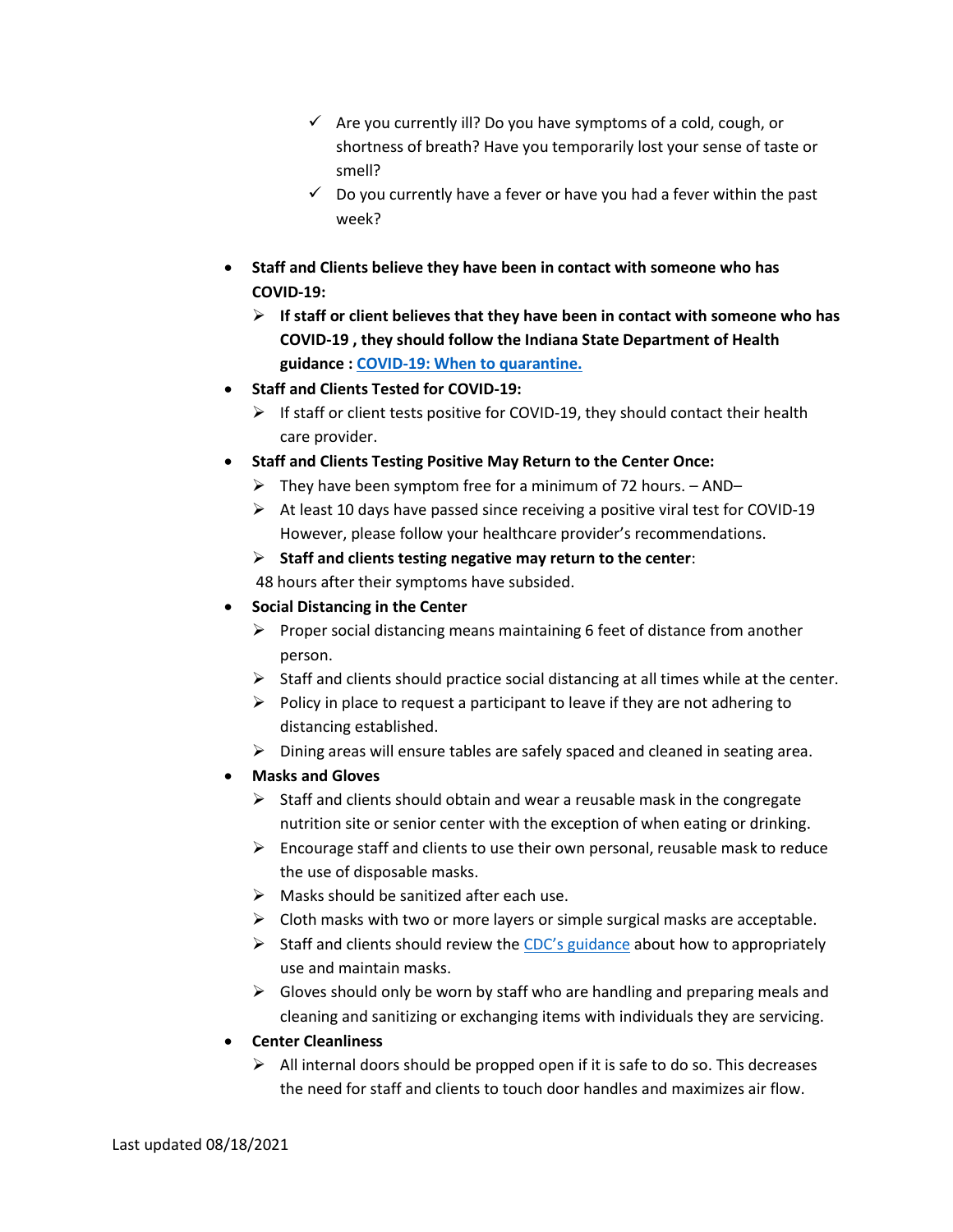- Are you currently ill? Do you have symptoms of a cold, cough, or shortness of breath? Have you temporarily lost your sense of taste or smell?
- Do you currently have a fever or have you had a fever within the past week?

- **Staff and Clients believe they have been in contact with someone who has COVID-19:**
  - **If staff or client believes that they have been in contact with someone who has COVID-19 , they should follow the Indiana State Department of Health guidance : [COVID-19: When to quarantine.]()**
- **Staff and Clients Tested for COVID-19:**
  - If staff or client tests positive for COVID-19, they should contact their health care provider.
- **Staff and Clients Testing Positive May Return to the Center Once:**
  - They have been symptom free for a minimum of 72 hours. – AND–
  - At least 10 days have passed since receiving a positive viral test for COVID-19 However, please follow your healthcare provider's recommendations.
  - **Staff and clients testing negative may return to the center**:

  48 hours after their symptoms have subsided.
- **Social Distancing in the Center**
  - Proper social distancing means maintaining 6 feet of distance from another person.
  - Staff and clients should practice social distancing at all times while at the center.
  - Policy in place to request a participant to leave if they are not adhering to distancing established.
  - Dining areas will ensure tables are safely spaced and cleaned in seating area.
- **Masks and Gloves**
  - Staff and clients should obtain and wear a reusable mask in the congregate nutrition site or senior center with the exception of when eating or drinking.
  - Encourage staff and clients to use their own personal, reusable mask to reduce the use of disposable masks.
  - Masks should be sanitized after each use.
  - Cloth masks with two or more layers or simple surgical masks are acceptable.
  - Staff and clients should review the [CDC's guidance]() about how to appropriately use and maintain masks.
  - Gloves should only be worn by staff who are handling and preparing meals and cleaning and sanitizing or exchanging items with individuals they are servicing.
- **Center Cleanliness**
  - All internal doors should be propped open if it is safe to do so. This decreases the need for staff and clients to touch door handles and maximizes air flow.

Last updated 08/18/2021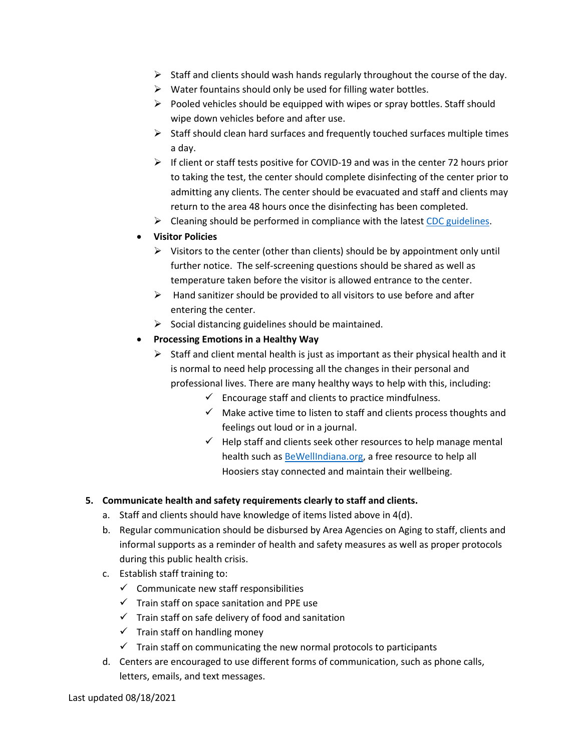- Staff and clients should wash hands regularly throughout the course of the day.
  - Water fountains should only be used for filling water bottles.
  - Pooled vehicles should be equipped with wipes or spray bottles. Staff should wipe down vehicles before and after use.
  - Staff should clean hard surfaces and frequently touched surfaces multiple times a day.
  - If client or staff tests positive for COVID-19 and was in the center 72 hours prior to taking the test, the center should complete disinfecting of the center prior to admitting any clients. The center should be evacuated and staff and clients may return to the area 48 hours once the disinfecting has been completed.
  - Cleaning should be performed in compliance with the latest CDC guidelines.
- **Visitor Policies**
  - Visitors to the center (other than clients) should be by appointment only until further notice. The self-screening questions should be shared as well as temperature taken before the visitor is allowed entrance to the center.
  - Hand sanitizer should be provided to all visitors to use before and after entering the center.
  - Social distancing guidelines should be maintained.
- **Processing Emotions in a Healthy Way**
  - Staff and client mental health is just as important as their physical health and it is normal to need help processing all the changes in their personal and professional lives. There are many healthy ways to help with this, including:
    - ✓ Encourage staff and clients to practice mindfulness.
    - ✓ Make active time to listen to staff and clients process thoughts and feelings out loud or in a journal.
    - ✓ Help staff and clients seek other resources to help manage mental health such as BeWellIndiana.org, a free resource to help all Hoosiers stay connected and maintain their wellbeing.

5. **Communicate health and safety requirements clearly to staff and clients.**
   a. Staff and clients should have knowledge of items listed above in 4(d).
   b. Regular communication should be disbursed by Area Agencies on Aging to staff, clients and informal supports as a reminder of health and safety measures as well as proper protocols during this public health crisis.
   c. Establish staff training to:
      - ✓ Communicate new staff responsibilities
      - ✓ Train staff on space sanitation and PPE use
      - ✓ Train staff on safe delivery of food and sanitation
      - ✓ Train staff on handling money
      - ✓ Train staff on communicating the new normal protocols to participants
   d. Centers are encouraged to use different forms of communication, such as phone calls, letters, emails, and text messages.

Last updated 08/18/2021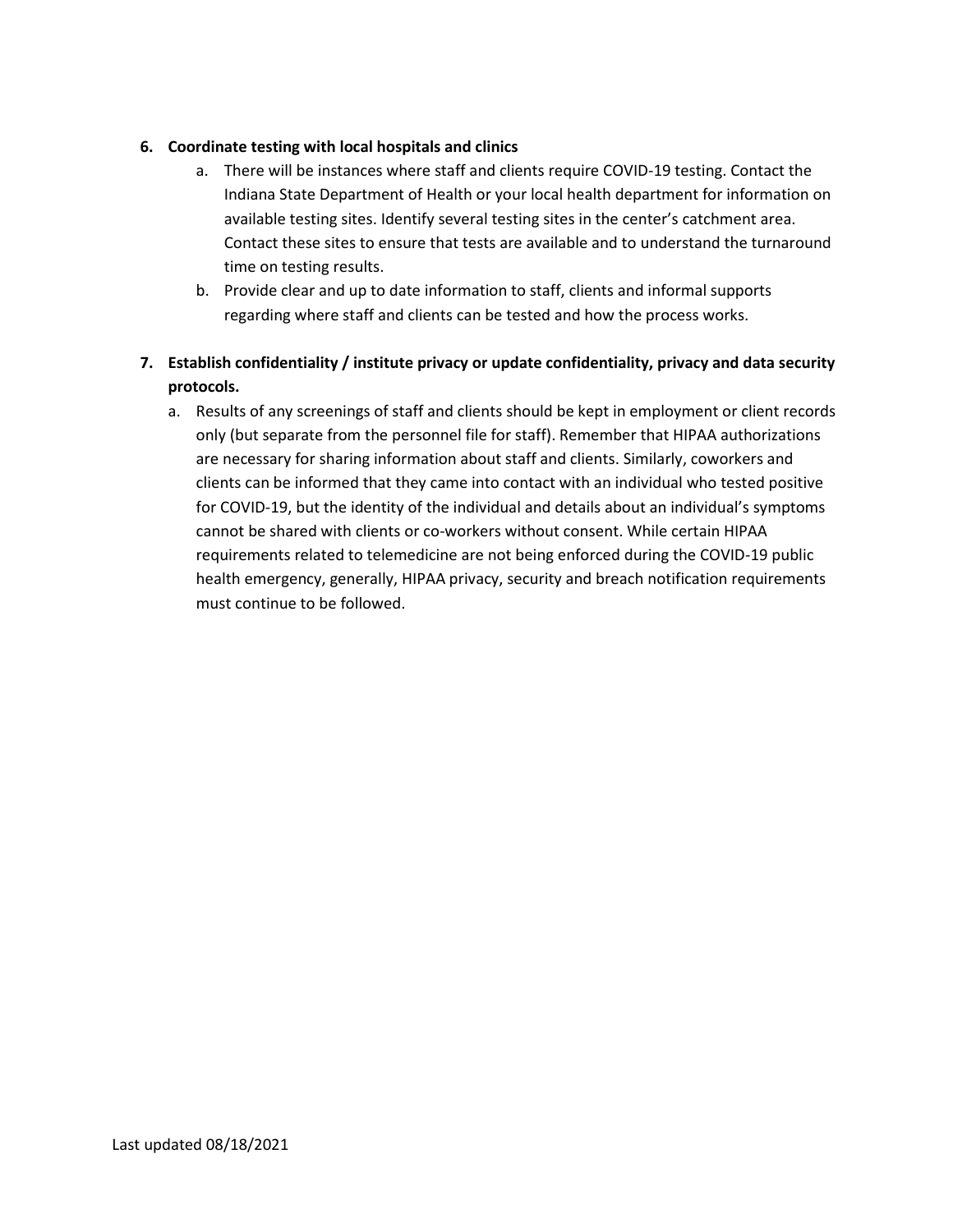6. **Coordinate testing with local hospitals and clinics**
    a. There will be instances where staff and clients require COVID-19 testing. Contact the Indiana State Department of Health or your local health department for information on available testing sites. Identify several testing sites in the center's catchment area. Contact these sites to ensure that tests are available and to understand the turnaround time on testing results.
    b. Provide clear and up to date information to staff, clients and informal supports regarding where staff and clients can be tested and how the process works.

7. **Establish confidentiality / institute privacy or update confidentiality, privacy and data security protocols.**
    a. Results of any screenings of staff and clients should be kept in employment or client records only (but separate from the personnel file for staff). Remember that HIPAA authorizations are necessary for sharing information about staff and clients. Similarly, coworkers and clients can be informed that they came into contact with an individual who tested positive for COVID-19, but the identity of the individual and details about an individual's symptoms cannot be shared with clients or co-workers without consent. While certain HIPAA requirements related to telemedicine are not being enforced during the COVID-19 public health emergency, generally, HIPAA privacy, security and breach notification requirements must continue to be followed.

Last updated 08/18/2021